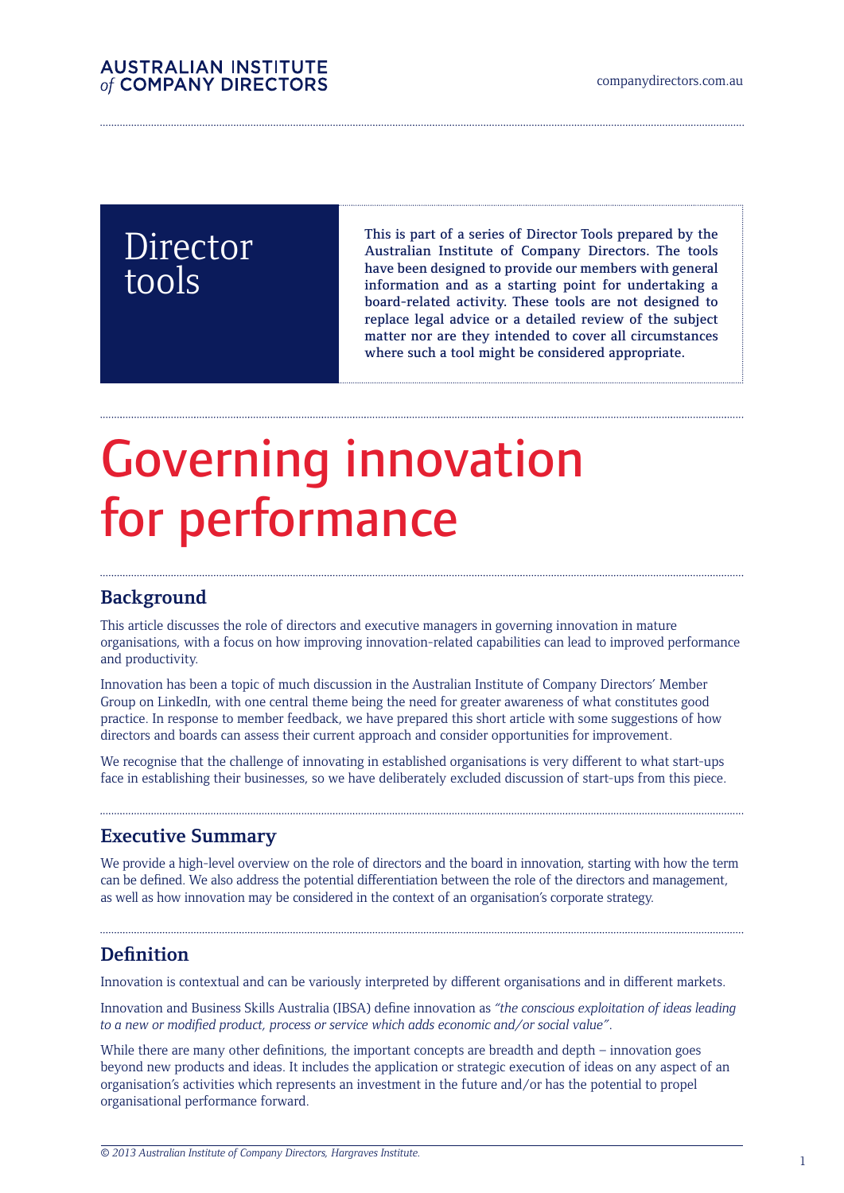# Director tools

This is part of a series of Director Tools prepared by the Australian Institute of Company Directors. The tools have been designed to provide our members with general information and as a starting point for undertaking a board-related activity. These tools are not designed to replace legal advice or a detailed review of the subject matter nor are they intended to cover all circumstances where such a tool might be considered appropriate.

# Governing innovation for performance

## Background

This article discusses the role of directors and executive managers in governing innovation in mature organisations, with a focus on how improving innovation-related capabilities can lead to improved performance and productivity.

Innovation has been a topic of much discussion in the Australian Institute of Company Directors' Member Group on LinkedIn, with one central theme being the need for greater awareness of what constitutes good practice. In response to member feedback, we have prepared this short article with some suggestions of how directors and boards can assess their current approach and consider opportunities for improvement.

We recognise that the challenge of innovating in established organisations is very different to what start-ups face in establishing their businesses, so we have deliberately excluded discussion of start-ups from this piece.

## Executive Summary

We provide a high-level overview on the role of directors and the board in innovation, starting with how the term can be defined. We also address the potential differentiation between the role of the directors and management, as well as how innovation may be considered in the context of an organisation's corporate strategy.

## Definition

Innovation is contextual and can be variously interpreted by different organisations and in different markets.

Innovation and Business Skills Australia (IBSA) define innovation as *"the conscious exploitation of ideas leading to a new or modified product, process or service which adds economic and/or social value"*.

While there are many other definitions, the important concepts are breadth and depth – innovation goes beyond new products and ideas. It includes the application or strategic execution of ideas on any aspect of an organisation's activities which represents an investment in the future and/or has the potential to propel organisational performance forward.

*© 2013 Australian Institute of Company Directors, Hargraves Institute.*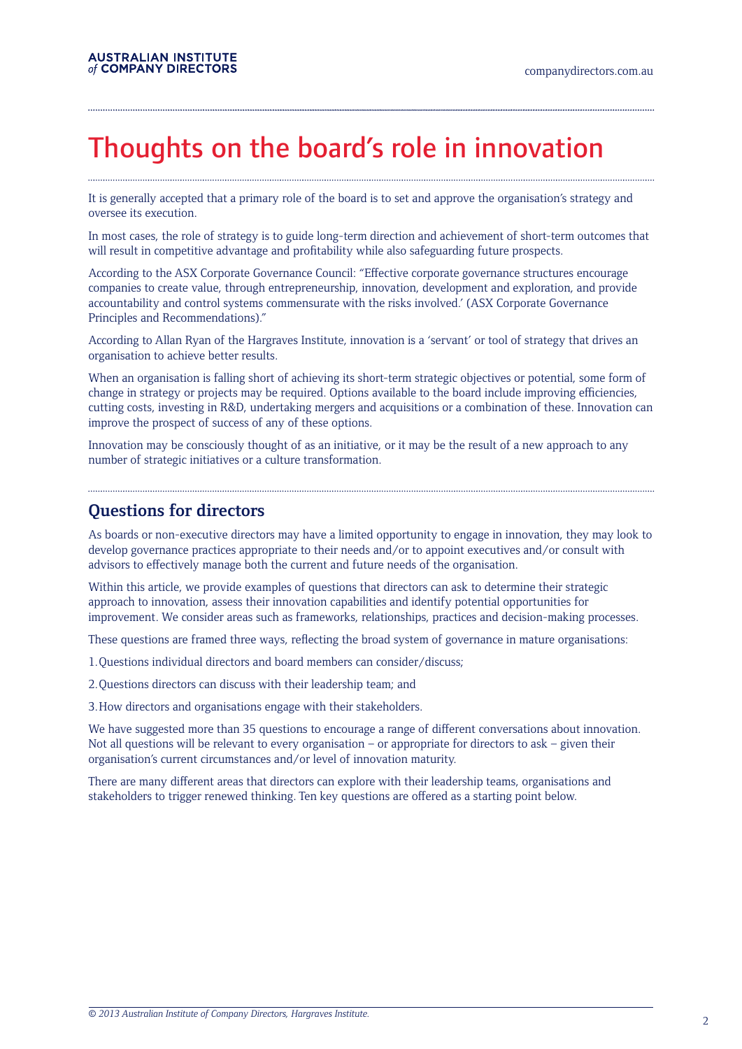# Thoughts on the board's role in innovation

It is generally accepted that a primary role of the board is to set and approve the organisation's strategy and oversee its execution.

In most cases, the role of strategy is to guide long-term direction and achievement of short-term outcomes that will result in competitive advantage and profitability while also safeguarding future prospects.

According to the ASX Corporate Governance Council: "Effective corporate governance structures encourage companies to create value, through entrepreneurship, innovation, development and exploration, and provide accountability and control systems commensurate with the risks involved.' (ASX Corporate Governance Principles and Recommendations)."

According to Allan Ryan of the Hargraves Institute, innovation is a 'servant' or tool of strategy that drives an organisation to achieve better results.

When an organisation is falling short of achieving its short-term strategic objectives or potential, some form of change in strategy or projects may be required. Options available to the board include improving efficiencies, cutting costs, investing in R&D, undertaking mergers and acquisitions or a combination of these. Innovation can improve the prospect of success of any of these options.

Innovation may be consciously thought of as an initiative, or it may be the result of a new approach to any number of strategic initiatives or a culture transformation.

## Questions for directors

As boards or non-executive directors may have a limited opportunity to engage in innovation, they may look to develop governance practices appropriate to their needs and/or to appoint executives and/or consult with advisors to effectively manage both the current and future needs of the organisation.

Within this article, we provide examples of questions that directors can ask to determine their strategic approach to innovation, assess their innovation capabilities and identify potential opportunities for improvement. We consider areas such as frameworks, relationships, practices and decision-making processes.

These questions are framed three ways, reflecting the broad system of governance in mature organisations:

1. Questions individual directors and board members can consider/discuss;
2. Questions directors can discuss with their leadership team; and
3. How directors and organisations engage with their stakeholders.

We have suggested more than 35 questions to encourage a range of different conversations about innovation. Not all questions will be relevant to every organisation – or appropriate for directors to ask – given their organisation's current circumstances and/or level of innovation maturity.

There are many different areas that directors can explore with their leadership teams, organisations and stakeholders to trigger renewed thinking. Ten key questions are offered as a starting point below.

*© 2013 Australian Institute of Company Directors, Hargraves Institute.*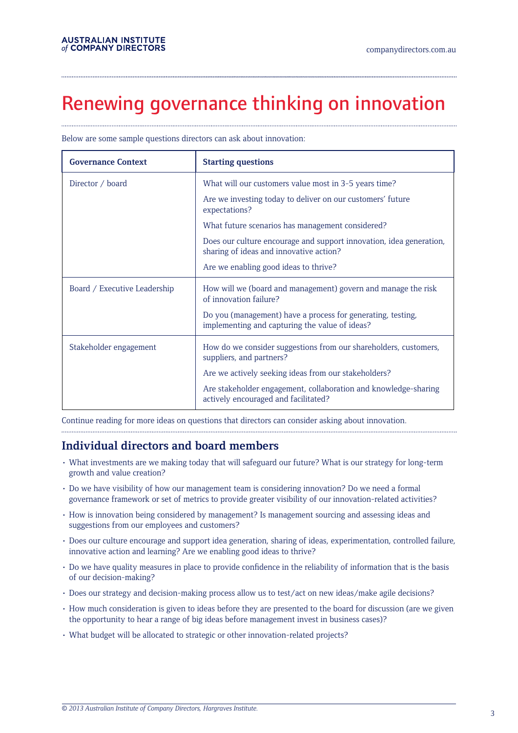# Renewing governance thinking on innovation

Below are some sample questions directors can ask about innovation:

| Governance Context | Starting questions |
|---|---|
| Director / board | What will our customers value most in 3-5 years time?<br>Are we investing today to deliver on our customers' future expectations?<br>What future scenarios has management considered?<br>Does our culture encourage and support innovation, idea generation, sharing of ideas and innovative action?<br>Are we enabling good ideas to thrive? |
| Board / Executive Leadership | How will we (board and management) govern and manage the risk of innovation failure?<br>Do you (management) have a process for generating, testing, implementing and capturing the value of ideas? |
| Stakeholder engagement | How do we consider suggestions from our shareholders, customers, suppliers, and partners?<br>Are we actively seeking ideas from our stakeholders?<br>Are stakeholder engagement, collaboration and knowledge-sharing actively encouraged and facilitated? |

Continue reading for more ideas on questions that directors can consider asking about innovation.

## Individual directors and board members

- What investments are we making today that will safeguard our future? What is our strategy for long-term growth and value creation?
- Do we have visibility of how our management team is considering innovation? Do we need a formal governance framework or set of metrics to provide greater visibility of our innovation-related activities?
- How is innovation being considered by management? Is management sourcing and assessing ideas and suggestions from our employees and customers?
- Does our culture encourage and support idea generation, sharing of ideas, experimentation, controlled failure, innovative action and learning? Are we enabling good ideas to thrive?
- Do we have quality measures in place to provide confidence in the reliability of information that is the basis of our decision-making?
- Does our strategy and decision-making process allow us to test/act on new ideas/make agile decisions?
- How much consideration is given to ideas before they are presented to the board for discussion (are we given the opportunity to hear a range of big ideas before management invest in business cases)?
- What budget will be allocated to strategic or other innovation-related projects?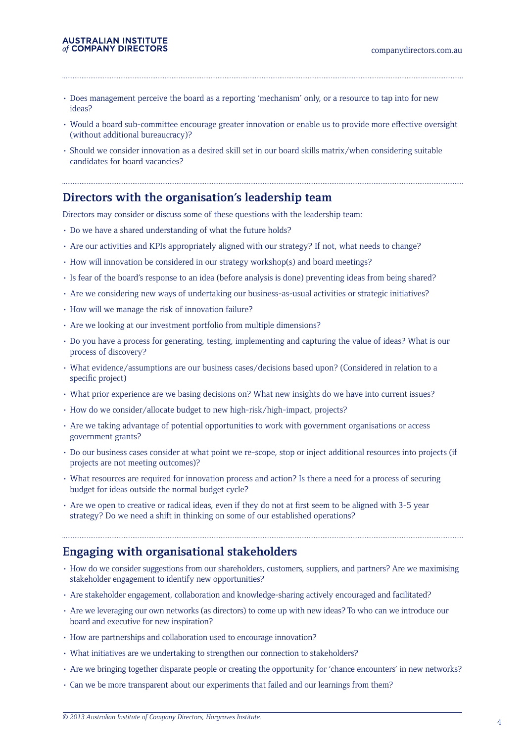- Does management perceive the board as a reporting 'mechanism' only, or a resource to tap into for new ideas?
- Would a board sub-committee encourage greater innovation or enable us to provide more effective oversight (without additional bureaucracy)?
- Should we consider innovation as a desired skill set in our board skills matrix/when considering suitable candidates for board vacancies?

## Directors with the organisation's leadership team

Directors may consider or discuss some of these questions with the leadership team:

- Do we have a shared understanding of what the future holds?
- Are our activities and KPIs appropriately aligned with our strategy? If not, what needs to change?
- How will innovation be considered in our strategy workshop(s) and board meetings?
- Is fear of the board's response to an idea (before analysis is done) preventing ideas from being shared?
- Are we considering new ways of undertaking our business-as-usual activities or strategic initiatives?
- How will we manage the risk of innovation failure?
- Are we looking at our investment portfolio from multiple dimensions?
- Do you have a process for generating, testing, implementing and capturing the value of ideas? What is our process of discovery?
- What evidence/assumptions are our business cases/decisions based upon? (Considered in relation to a specific project)
- What prior experience are we basing decisions on? What new insights do we have into current issues?
- How do we consider/allocate budget to new high-risk/high-impact, projects?
- Are we taking advantage of potential opportunities to work with government organisations or access government grants?
- Do our business cases consider at what point we re-scope, stop or inject additional resources into projects (if projects are not meeting outcomes)?
- What resources are required for innovation process and action? Is there a need for a process of securing budget for ideas outside the normal budget cycle?
- Are we open to creative or radical ideas, even if they do not at first seem to be aligned with 3-5 year strategy? Do we need a shift in thinking on some of our established operations?

## Engaging with organisational stakeholders

- How do we consider suggestions from our shareholders, customers, suppliers, and partners? Are we maximising stakeholder engagement to identify new opportunities?
- Are stakeholder engagement, collaboration and knowledge-sharing actively encouraged and facilitated?
- Are we leveraging our own networks (as directors) to come up with new ideas? To who can we introduce our board and executive for new inspiration?
- How are partnerships and collaboration used to encourage innovation?
- What initiatives are we undertaking to strengthen our connection to stakeholders?
- Are we bringing together disparate people or creating the opportunity for 'chance encounters' in new networks?
- Can we be more transparent about our experiments that failed and our learnings from them?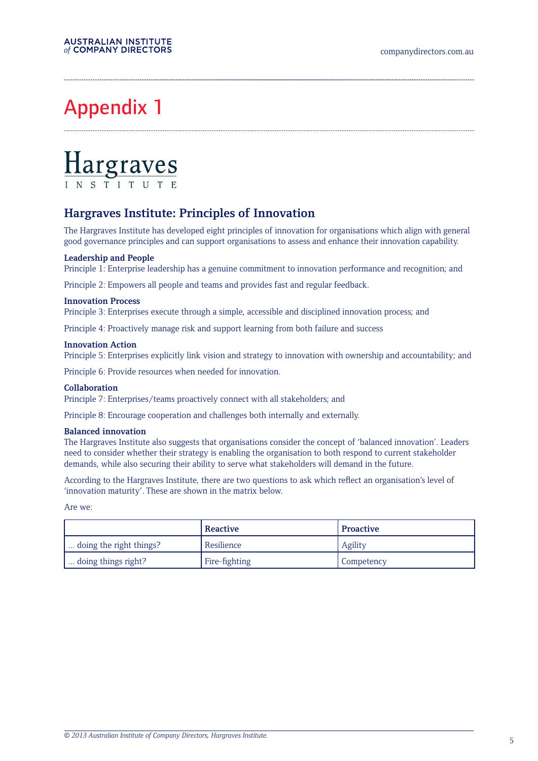# Appendix 1

Hargraves INSTITUTE

## Hargraves Institute: Principles of Innovation

The Hargraves Institute has developed eight principles of innovation for organisations which align with general good governance principles and can support organisations to assess and enhance their innovation capability.

**Leadership and People**
Principle 1: Enterprise leadership has a genuine commitment to innovation performance and recognition; and

Principle 2: Empowers all people and teams and provides fast and regular feedback.

**Innovation Process**
Principle 3: Enterprises execute through a simple, accessible and disciplined innovation process; and

Principle 4: Proactively manage risk and support learning from both failure and success

**Innovation Action**
Principle 5: Enterprises explicitly link vision and strategy to innovation with ownership and accountability; and

Principle 6: Provide resources when needed for innovation.

**Collaboration**
Principle 7: Enterprises/teams proactively connect with all stakeholders; and

Principle 8: Encourage cooperation and challenges both internally and externally.

**Balanced innovation**
The Hargraves Institute also suggests that organisations consider the concept of 'balanced innovation'. Leaders need to consider whether their strategy is enabling the organisation to both respond to current stakeholder demands, while also securing their ability to serve what stakeholders will demand in the future.

According to the Hargraves Institute, there are two questions to ask which reflect an organisation's level of 'innovation maturity'. These are shown in the matrix below.

Are we:

| | Reactive | Proactive |
|---|---|---|
| ... doing the right things? | Resilience | Agility |
| ... doing things right? | Fire-fighting | Competency |

*© 2013 Australian Institute of Company Directors, Hargraves Institute.*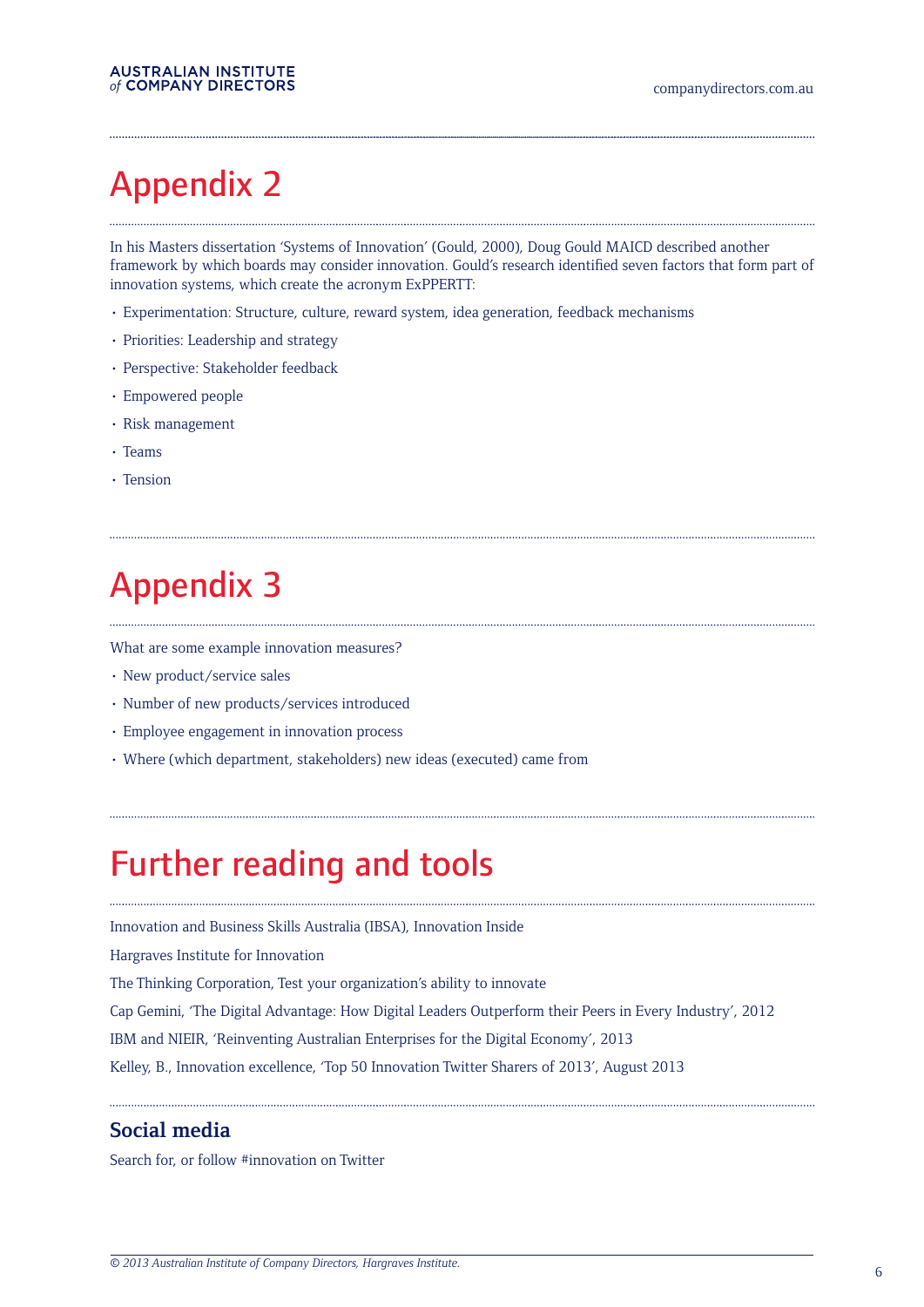# Appendix 2

In his Masters dissertation 'Systems of Innovation' (Gould, 2000), Doug Gould MAICD described another framework by which boards may consider innovation. Gould's research identified seven factors that form part of innovation systems, which create the acronym ExPPERTT:

- Experimentation: Structure, culture, reward system, idea generation, feedback mechanisms
- Priorities: Leadership and strategy
- Perspective: Stakeholder feedback
- Empowered people
- Risk management
- Teams
- Tension

# Appendix 3

What are some example innovation measures?

- New product/service sales
- Number of new products/services introduced
- Employee engagement in innovation process
- Where (which department, stakeholders) new ideas (executed) came from

# Further reading and tools

Innovation and Business Skills Australia (IBSA), Innovation Inside

Hargraves Institute for Innovation

The Thinking Corporation, Test your organization's ability to innovate

Cap Gemini, 'The Digital Advantage: How Digital Leaders Outperform their Peers in Every Industry', 2012

IBM and NIEIR, 'Reinventing Australian Enterprises for the Digital Economy', 2013

Kelley, B., Innovation excellence, 'Top 50 Innovation Twitter Sharers of 2013', August 2013

## Social media

Search for, or follow #innovation on Twitter

*© 2013 Australian Institute of Company Directors, Hargraves Institute.*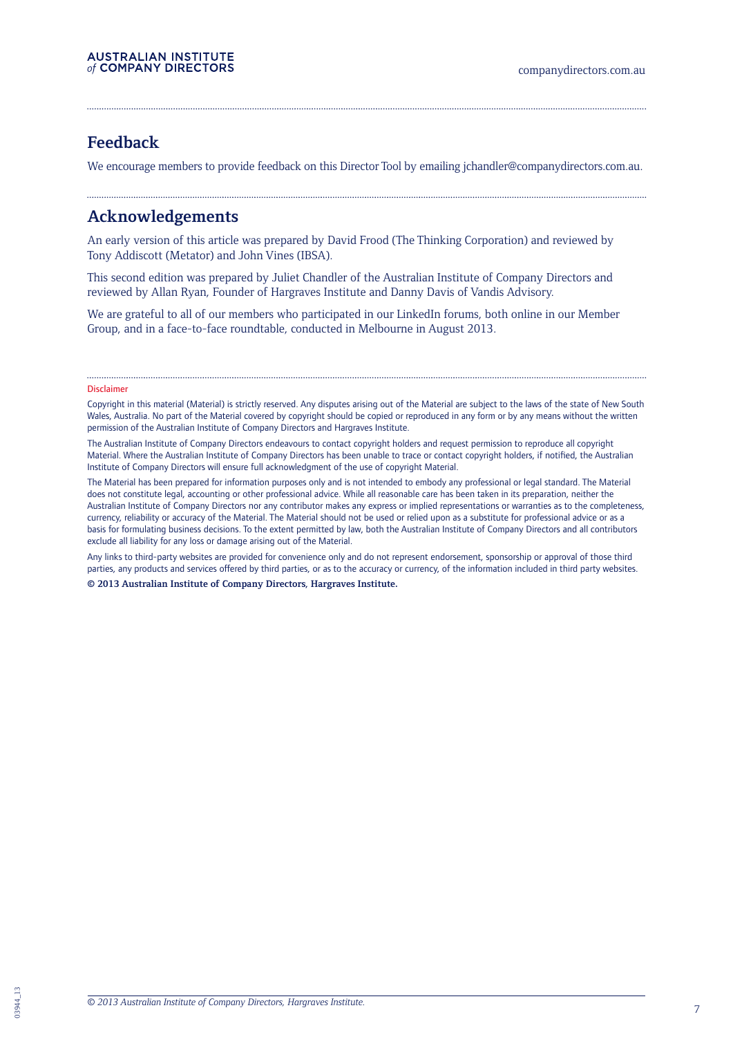## Feedback

We encourage members to provide feedback on this Director Tool by emailing jchandler@companydirectors.com.au.

## Acknowledgements

An early version of this article was prepared by David Frood (The Thinking Corporation) and reviewed by Tony Addiscott (Metator) and John Vines (IBSA).

This second edition was prepared by Juliet Chandler of the Australian Institute of Company Directors and reviewed by Allan Ryan, Founder of Hargraves Institute and Danny Davis of Vandis Advisory.

We are grateful to all of our members who participated in our LinkedIn forums, both online in our Member Group, and in a face-to-face roundtable, conducted in Melbourne in August 2013.

Disclaimer

Copyright in this material (Material) is strictly reserved. Any disputes arising out of the Material are subject to the laws of the state of New South Wales, Australia. No part of the Material covered by copyright should be copied or reproduced in any form or by any means without the written permission of the Australian Institute of Company Directors and Hargraves Institute.

The Australian Institute of Company Directors endeavours to contact copyright holders and request permission to reproduce all copyright Material. Where the Australian Institute of Company Directors has been unable to trace or contact copyright holders, if notified, the Australian Institute of Company Directors will ensure full acknowledgment of the use of copyright Material.

The Material has been prepared for information purposes only and is not intended to embody any professional or legal standard. The Material does not constitute legal, accounting or other professional advice. While all reasonable care has been taken in its preparation, neither the Australian Institute of Company Directors nor any contributor makes any express or implied representations or warranties as to the completeness, currency, reliability or accuracy of the Material. The Material should not be used or relied upon as a substitute for professional advice or as a basis for formulating business decisions. To the extent permitted by law, both the Australian Institute of Company Directors and all contributors exclude all liability for any loss or damage arising out of the Material.

Any links to third-party websites are provided for convenience only and do not represent endorsement, sponsorship or approval of those third parties, any products and services offered by third parties, or as to the accuracy or currency, of the information included in third party websites.

**© 2013 Australian Institute of Company Directors, Hargraves Institute.**